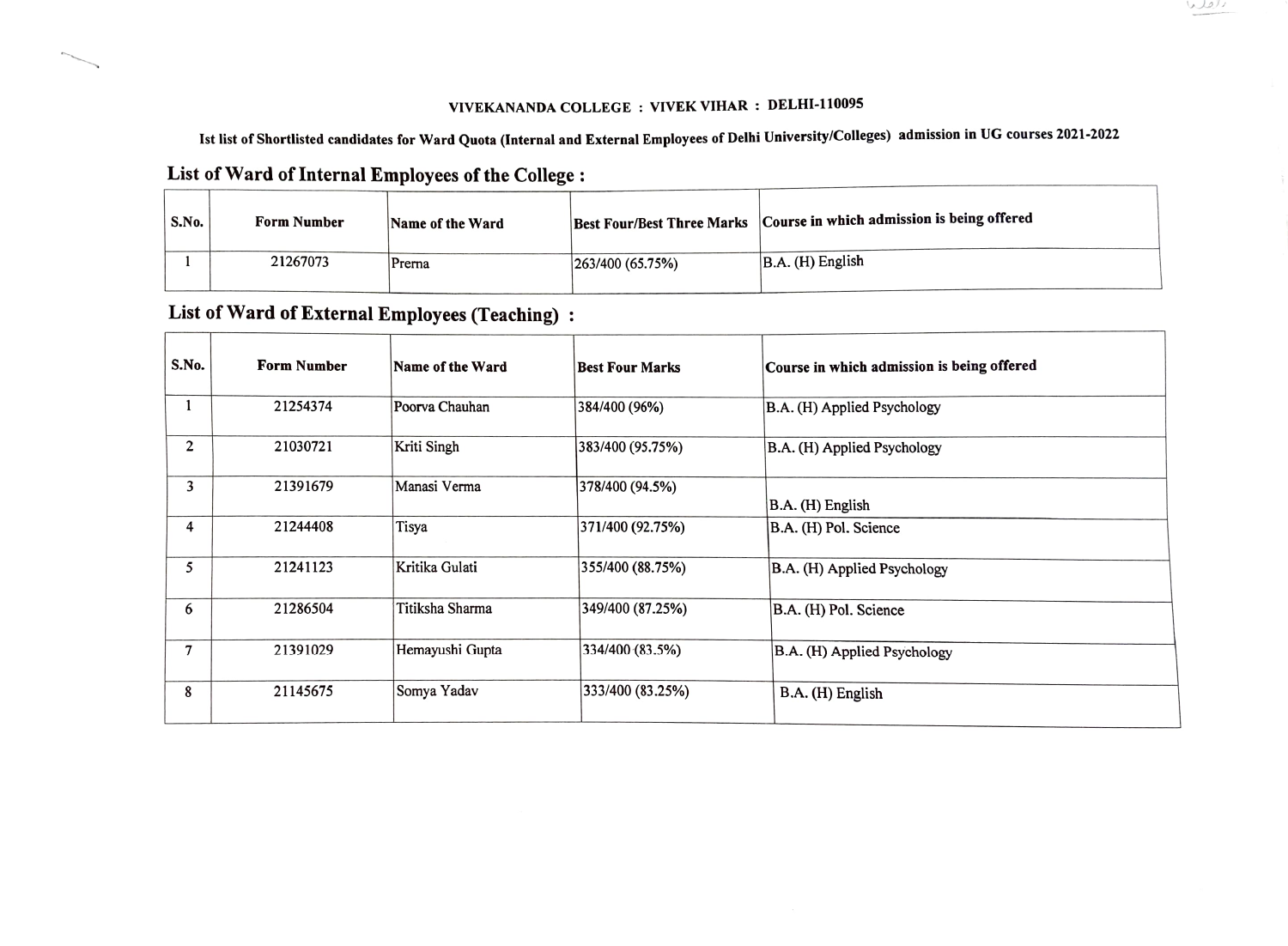VIVEKANANDA COLLEGE : VIVEK VIHAR : DELHI-110095

Ist list of Shortlisted candidates for Ward Quota (Internal and External Employees of Delhi University/Colleges) admission in UG courses 2021-2022

## List of Ward of Internal Employees of the College :

| S.No. | Form Number | Name of the Ward | Best Four/Best Three Marks | Course in which admission is being offered |
|---|---|---|---|---|
| 1 | 21267073 | Prerna | 263/400 (65.75%) | B.A. (H) English |

## List of Ward of External Employees (Teaching) :

| S.No. | Form Number | Name of the Ward | Best Four Marks | Course in which admission is being offered |
|---|---|---|---|---|
| 1 | 21254374 | Poorva Chauhan | 384/400 (96%) | B.A. (H) Applied Psychology |
| 2 | 21030721 | Kriti Singh | 383/400 (95.75%) | B.A. (H) Applied Psychology |
| 3 | 21391679 | Manasi Verma | 378/400 (94.5%) | B.A. (H) English |
| 4 | 21244408 | Tisya | 371/400 (92.75%) | B.A. (H) Pol. Science |
| 5 | 21241123 | Kritika Gulati | 355/400 (88.75%) | B.A. (H) Applied Psychology |
| 6 | 21286504 | Titiksha Sharma | 349/400 (87.25%) | B.A. (H) Pol. Science |
| 7 | 21391029 | Hemayushi Gupta | 334/400 (83.5%) | B.A. (H) Applied Psychology |
| 8 | 21145675 | Somya Yadav | 333/400 (83.25%) | B.A. (H) English |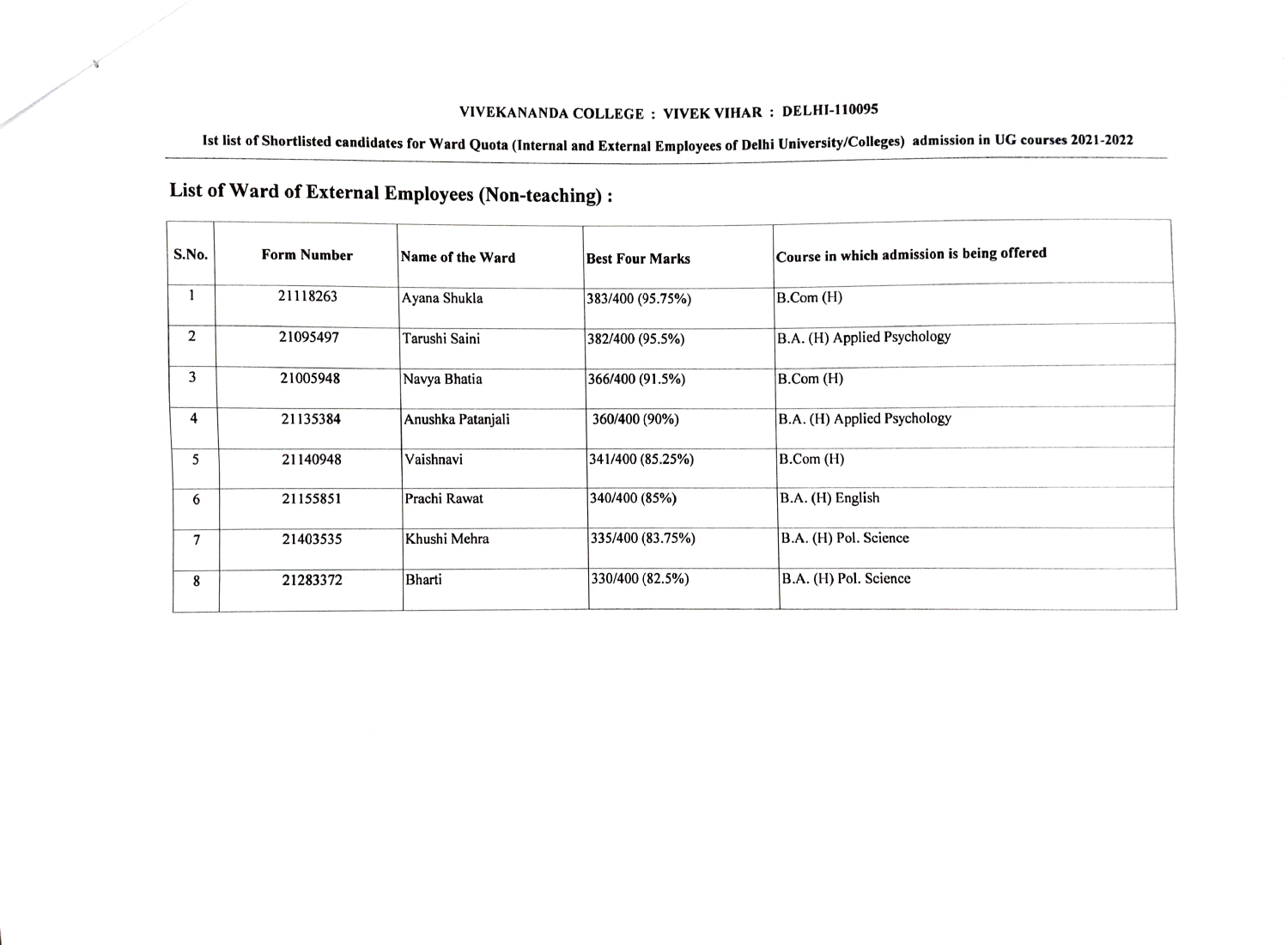VIVEKANANDA COLLEGE : VIVEK VIHAR : DELHI-110095

Ist list of Shortlisted candidates for Ward Quota (Internal and External Employees of Delhi University/Colleges) admission in UG courses 2021-2022

## List of Ward of External Employees (Non-teaching) :

| S.No. | Form Number | Name of the Ward | Best Four Marks | Course in which admission is being offered |
|---|---|---|---|---|
| 1 | 21118263 | Ayana Shukla | 383/400 (95.75%) | B.Com (H) |
| 2 | 21095497 | Tarushi Saini | 382/400 (95.5%) | B.A. (H) Applied Psychology |
| 3 | 21005948 | Navya Bhatia | 366/400 (91.5%) | B.Com (H) |
| 4 | 21135384 | Anushka Patanjali | 360/400 (90%) | B.A. (H) Applied Psychology |
| 5 | 21140948 | Vaishnavi | 341/400 (85.25%) | B.Com (H) |
| 6 | 21155851 | Prachi Rawat | 340/400 (85%) | B.A. (H) English |
| 7 | 21403535 | Khushi Mehra | 335/400 (83.75%) | B.A. (H) Pol. Science |
| 8 | 21283372 | Bharti | 330/400 (82.5%) | B.A. (H) Pol. Science |